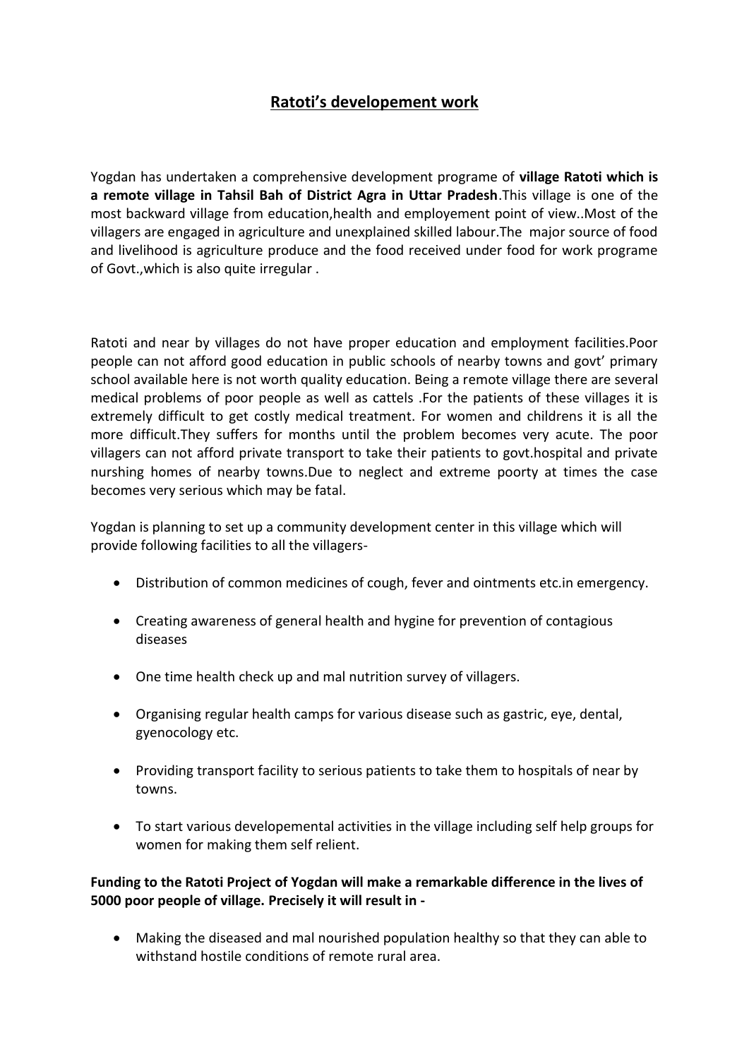# **Ratoti's developement work**

Yogdan has undertaken a comprehensive development programe of **village Ratoti which is a remote village in Tahsil Bah of District Agra in Uttar Pradesh**.This village is one of the most backward village from education,health and employement point of view..Most of the villagers are engaged in agriculture and unexplained skilled labour.The major source of food and livelihood is agriculture produce and the food received under food for work programe of Govt.,which is also quite irregular .

Ratoti and near by villages do not have proper education and employment facilities.Poor people can not afford good education in public schools of nearby towns and govt' primary school available here is not worth quality education. Being a remote village there are several medical problems of poor people as well as cattels .For the patients of these villages it is extremely difficult to get costly medical treatment. For women and childrens it is all the more difficult.They suffers for months until the problem becomes very acute. The poor villagers can not afford private transport to take their patients to govt.hospital and private nurshing homes of nearby towns.Due to neglect and extreme poorty at times the case becomes very serious which may be fatal.

Yogdan is planning to set up a community development center in this village which will provide following facilities to all the villagers-

- Distribution of common medicines of cough, fever and ointments etc.in emergency.
- Creating awareness of general health and hygine for prevention of contagious diseases
- One time health check up and mal nutrition survey of villagers.
- Organising regular health camps for various disease such as gastric, eye, dental, gyenocology etc.
- Providing transport facility to serious patients to take them to hospitals of near by towns.
- To start various developemental activities in the village including self help groups for women for making them self relient.

**Funding to the Ratoti Project of Yogdan will make a remarkable difference in the lives of 5000 poor people of village. Precisely it will result in -**

- Making the diseased and mal nourished population healthy so that they can able to withstand hostile conditions of remote rural area.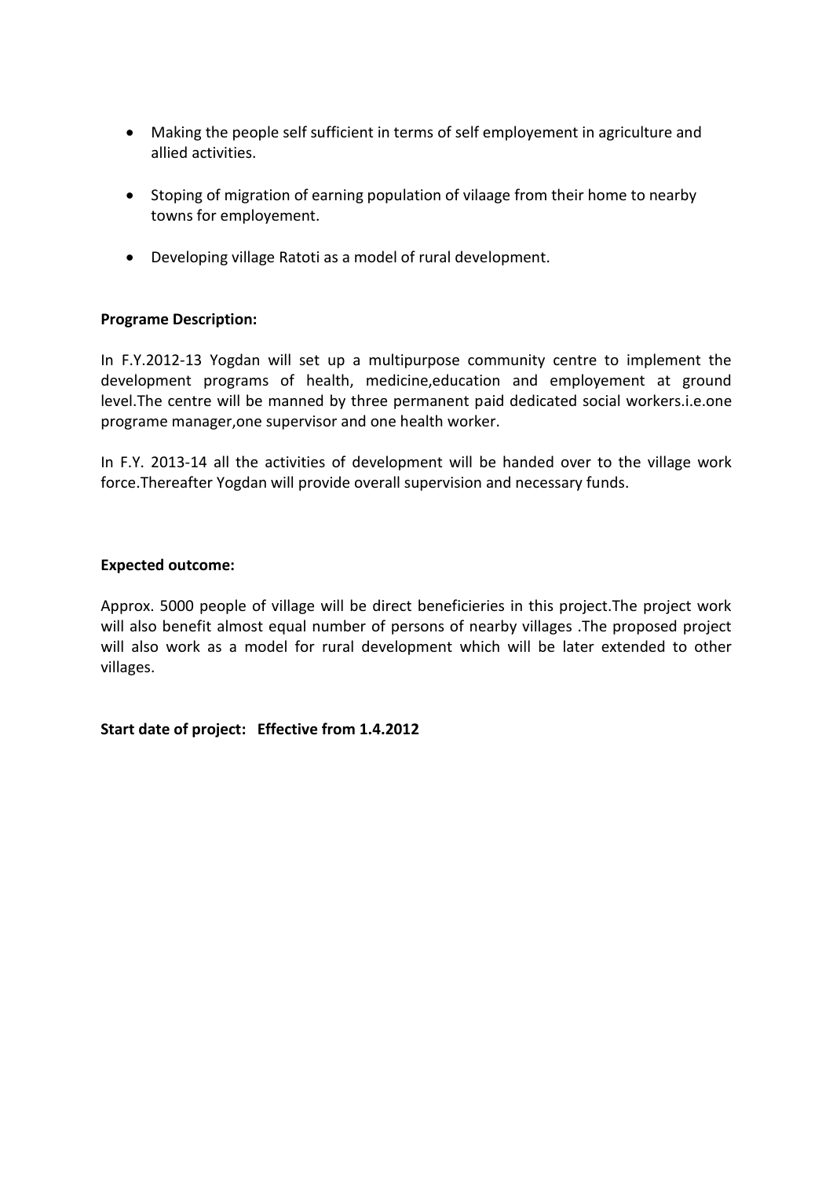- Making the people self sufficient in terms of self employement in agriculture and allied activities.
- Stoping of migration of earning population of vilaage from their home to nearby towns for employement.
- Developing village Ratoti as a model of rural development.

**Programe Description:**

In F.Y.2012-13 Yogdan will set up a multipurpose community centre to implement the development programs of health, medicine,education and employement at ground level.The centre will be manned by three permanent paid dedicated social workers.i.e.one programe manager,one supervisor and one health worker.

In F.Y. 2013-14 all the activities of development will be handed over to the village work force.Thereafter Yogdan will provide overall supervision and necessary funds.

**Expected outcome:**

Approx. 5000 people of village will be direct beneficieries in this project.The project work will also benefit almost equal number of persons of nearby villages .The proposed project will also work as a model for rural development which will be later extended to other villages.

**Start date of project: Effective from 1.4.2012**